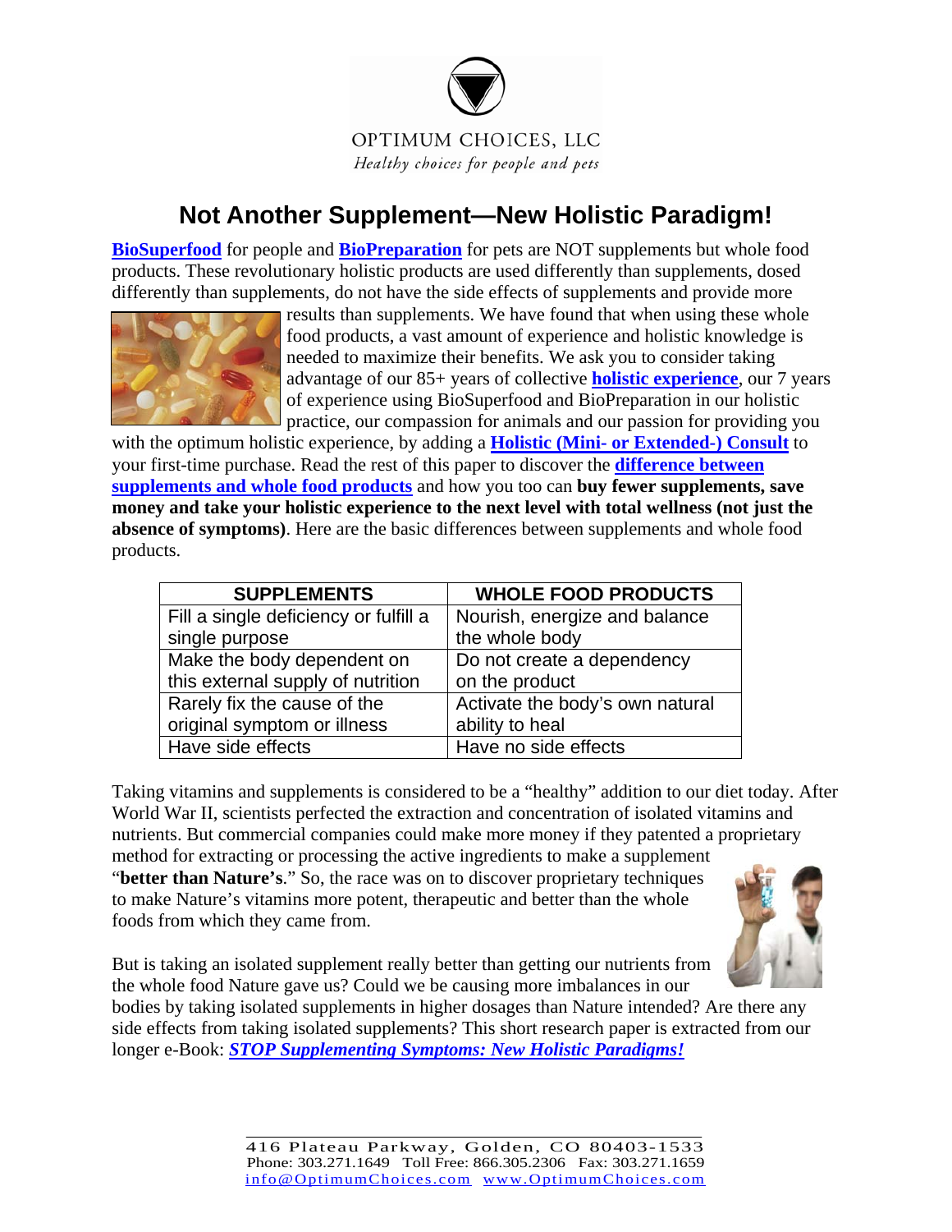OPTIMUM CHOICES, LLC

*Healthy choices for people and pets*

# Not Another Supplement—New Holistic Paradigm!

**BioSuperfood** for people and **BioPreparation** for pets are NOT supplements but whole food products. These revolutionary holistic products are used differently than supplements, dosed differently than supplements, do not have the side effects of supplements and provide more results than supplements. We have found that when using these whole food products, a vast amount of experience and holistic knowledge is needed to maximize their benefits. We ask you to consider taking advantage of our 85+ years of collective **holistic experience**, our 7 years of experience using BioSuperfood and BioPreparation in our holistic practice, our compassion for animals and our passion for providing you with the optimum holistic experience, by adding a **Holistic (Mini- or Extended-) Consult** to your first-time purchase. Read the rest of this paper to discover the **difference between supplements and whole food products** and how you too can **buy fewer supplements, save money and take your holistic experience to the next level with total wellness (not just the absence of symptoms)**. Here are the basic differences between supplements and whole food products.

| SUPPLEMENTS | WHOLE FOOD PRODUCTS |
|---|---|
| Fill a single deficiency or fulfill a single purpose | Nourish, energize and balance the whole body |
| Make the body dependent on this external supply of nutrition | Do not create a dependency on the product |
| Rarely fix the cause of the original symptom or illness | Activate the body's own natural ability to heal |
| Have side effects | Have no side effects |

Taking vitamins and supplements is considered to be a "healthy" addition to our diet today. After World War II, scientists perfected the extraction and concentration of isolated vitamins and nutrients. But commercial companies could make more money if they patented a proprietary method for extracting or processing the active ingredients to make a supplement "**better than Nature's**." So, the race was on to discover proprietary techniques to make Nature's vitamins more potent, therapeutic and better than the whole foods from which they came from.

But is taking an isolated supplement really better than getting our nutrients from the whole food Nature gave us? Could we be causing more imbalances in our bodies by taking isolated supplements in higher dosages than Nature intended? Are there any side effects from taking isolated supplements? This short research paper is extracted from our longer e-Book: ***STOP Supplementing Symptoms: New Holistic Paradigms!***

416 Plateau Parkway, Golden, CO 80403-1533
Phone: 303.271.1649 Toll Free: 866.305.2306 Fax: 303.271.1659
info@OptimumChoices.com www.OptimumChoices.com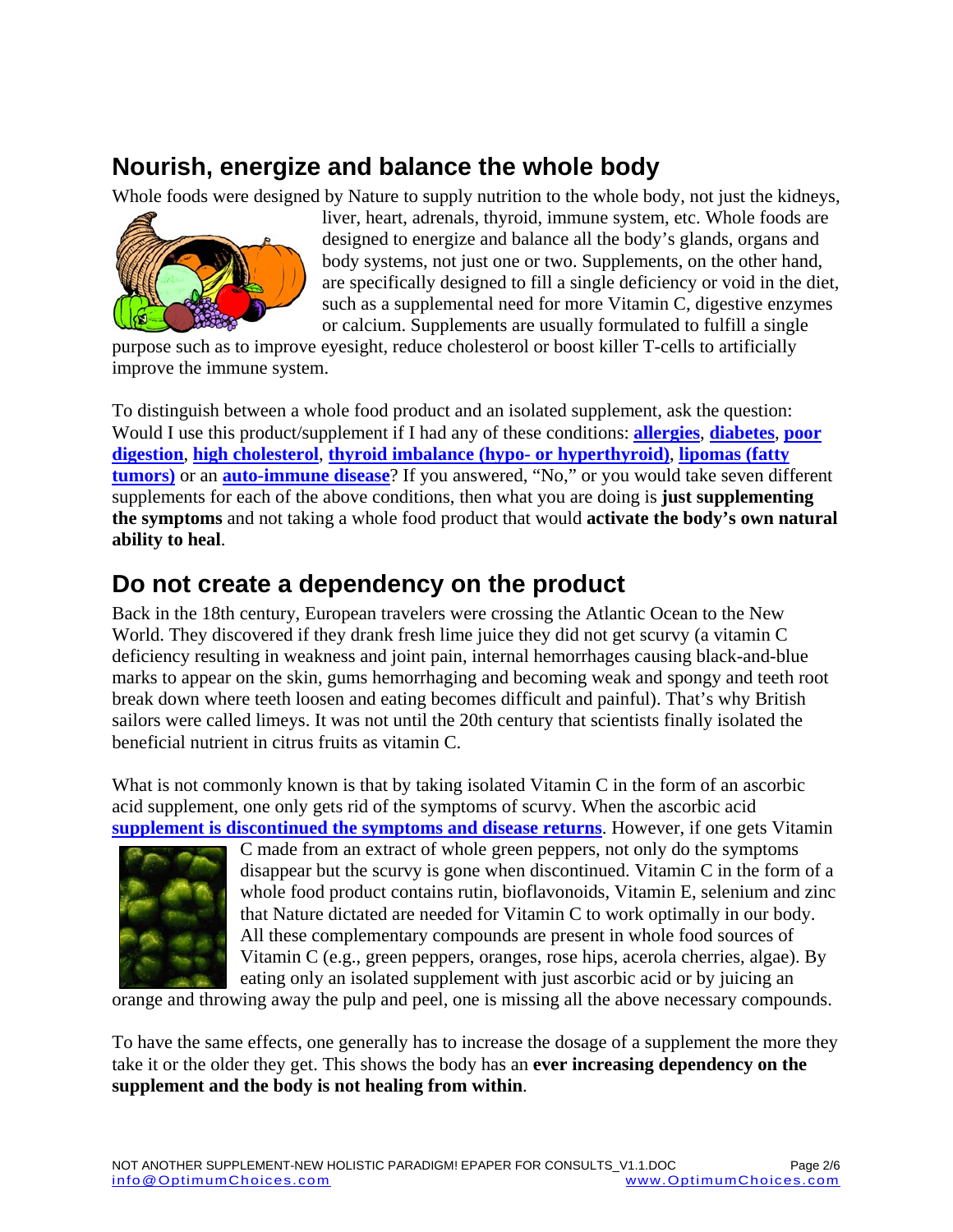## Nourish, energize and balance the whole body

Whole foods were designed by Nature to supply nutrition to the whole body, not just the kidneys, liver, heart, adrenals, thyroid, immune system, etc. Whole foods are designed to energize and balance all the body's glands, organs and body systems, not just one or two. Supplements, on the other hand, are specifically designed to fill a single deficiency or void in the diet, such as a supplemental need for more Vitamin C, digestive enzymes or calcium. Supplements are usually formulated to fulfill a single purpose such as to improve eyesight, reduce cholesterol or boost killer T-cells to artificially improve the immune system.

To distinguish between a whole food product and an isolated supplement, ask the question: Would I use this product/supplement if I had any of these conditions: **allergies**, **diabetes**, **poor digestion**, **high cholesterol**, **thyroid imbalance (hypo- or hyperthyroid)**, **lipomas (fatty tumors)** or an **auto-immune disease**? If you answered, "No," or you would take seven different supplements for each of the above conditions, then what you are doing is **just supplementing the symptoms** and not taking a whole food product that would **activate the body's own natural ability to heal**.

## Do not create a dependency on the product

Back in the 18th century, European travelers were crossing the Atlantic Ocean to the New World. They discovered if they drank fresh lime juice they did not get scurvy (a vitamin C deficiency resulting in weakness and joint pain, internal hemorrhages causing black-and-blue marks to appear on the skin, gums hemorrhaging and becoming weak and spongy and teeth root break down where teeth loosen and eating becomes difficult and painful). That's why British sailors were called limeys. It was not until the 20th century that scientists finally isolated the beneficial nutrient in citrus fruits as vitamin C.

What is not commonly known is that by taking isolated Vitamin C in the form of an ascorbic acid supplement, one only gets rid of the symptoms of scurvy. When the ascorbic acid **supplement is discontinued the symptoms and disease returns**. However, if one gets Vitamin C made from an extract of whole green peppers, not only do the symptoms disappear but the scurvy is gone when discontinued. Vitamin C in the form of a whole food product contains rutin, bioflavonoids, Vitamin E, selenium and zinc that Nature dictated are needed for Vitamin C to work optimally in our body. All these complementary compounds are present in whole food sources of Vitamin C (e.g., green peppers, oranges, rose hips, acerola cherries, algae). By eating only an isolated supplement with just ascorbic acid or by juicing an orange and throwing away the pulp and peel, one is missing all the above necessary compounds.

To have the same effects, one generally has to increase the dosage of a supplement the more they take it or the older they get. This shows the body has an **ever increasing dependency on the supplement and the body is not healing from within**.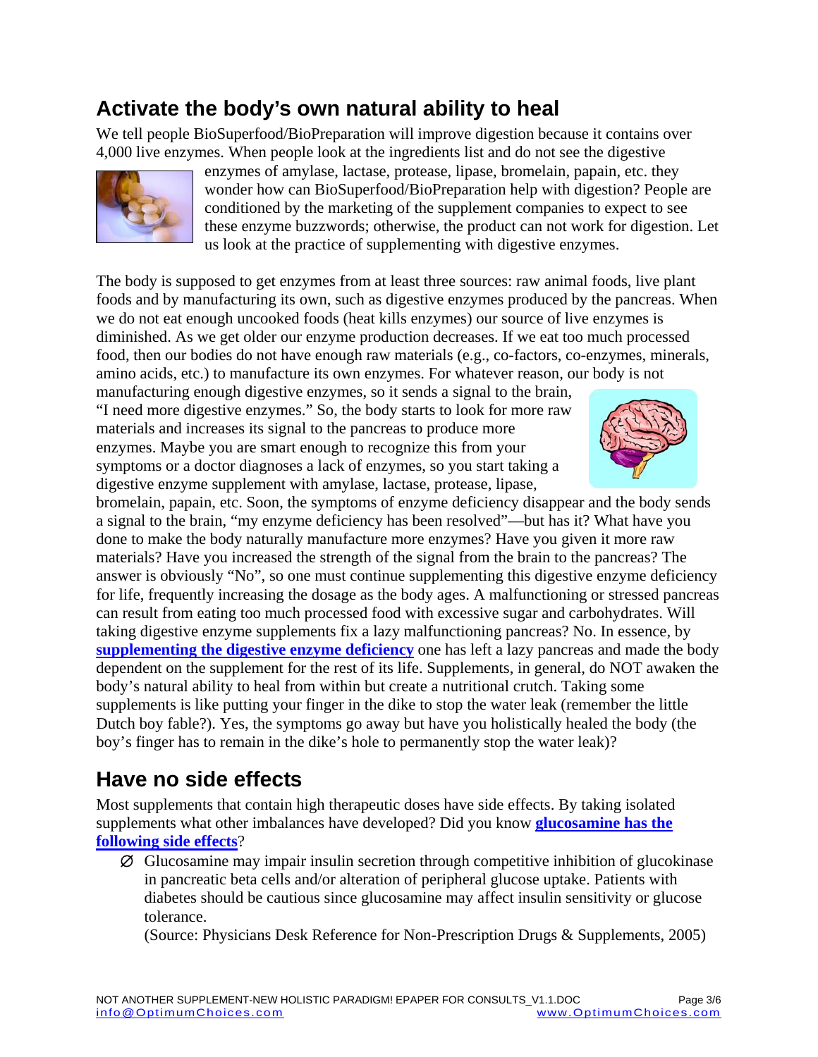## Activate the body's own natural ability to heal

We tell people BioSuperfood/BioPreparation will improve digestion because it contains over 4,000 live enzymes. When people look at the ingredients list and do not see the digestive enzymes of amylase, lactase, protease, lipase, bromelain, papain, etc. they wonder how can BioSuperfood/BioPreparation help with digestion? People are conditioned by the marketing of the supplement companies to expect to see these enzyme buzzwords; otherwise, the product can not work for digestion. Let us look at the practice of supplementing with digestive enzymes.

The body is supposed to get enzymes from at least three sources: raw animal foods, live plant foods and by manufacturing its own, such as digestive enzymes produced by the pancreas. When we do not eat enough uncooked foods (heat kills enzymes) our source of live enzymes is diminished. As we get older our enzyme production decreases. If we eat too much processed food, then our bodies do not have enough raw materials (e.g., co-factors, co-enzymes, minerals, amino acids, etc.) to manufacture its own enzymes. For whatever reason, our body is not manufacturing enough digestive enzymes, so it sends a signal to the brain, "I need more digestive enzymes." So, the body starts to look for more raw materials and increases its signal to the pancreas to produce more enzymes. Maybe you are smart enough to recognize this from your symptoms or a doctor diagnoses a lack of enzymes, so you start taking a digestive enzyme supplement with amylase, lactase, protease, lipase, bromelain, papain, etc. Soon, the symptoms of enzyme deficiency disappear and the body sends a signal to the brain, "my enzyme deficiency has been resolved"—but has it? What have you done to make the body naturally manufacture more enzymes? Have you given it more raw materials? Have you increased the strength of the signal from the brain to the pancreas? The answer is obviously "No", so one must continue supplementing this digestive enzyme deficiency for life, frequently increasing the dosage as the body ages. A malfunctioning or stressed pancreas can result from eating too much processed food with excessive sugar and carbohydrates. Will taking digestive enzyme supplements fix a lazy malfunctioning pancreas? No. In essence, by **supplementing the digestive enzyme deficiency** one has left a lazy pancreas and made the body dependent on the supplement for the rest of its life. Supplements, in general, do NOT awaken the body's natural ability to heal from within but create a nutritional crutch. Taking some supplements is like putting your finger in the dike to stop the water leak (remember the little Dutch boy fable?). Yes, the symptoms go away but have you holistically healed the body (the boy's finger has to remain in the dike's hole to permanently stop the water leak)?

## Have no side effects

Most supplements that contain high therapeutic doses have side effects. By taking isolated supplements what other imbalances have developed? Did you know **glucosamine has the following side effects**?

- Glucosamine may impair insulin secretion through competitive inhibition of glucokinase in pancreatic beta cells and/or alteration of peripheral glucose uptake. Patients with diabetes should be cautious since glucosamine may affect insulin sensitivity or glucose tolerance.
  (Source: Physicians Desk Reference for Non-Prescription Drugs & Supplements, 2005)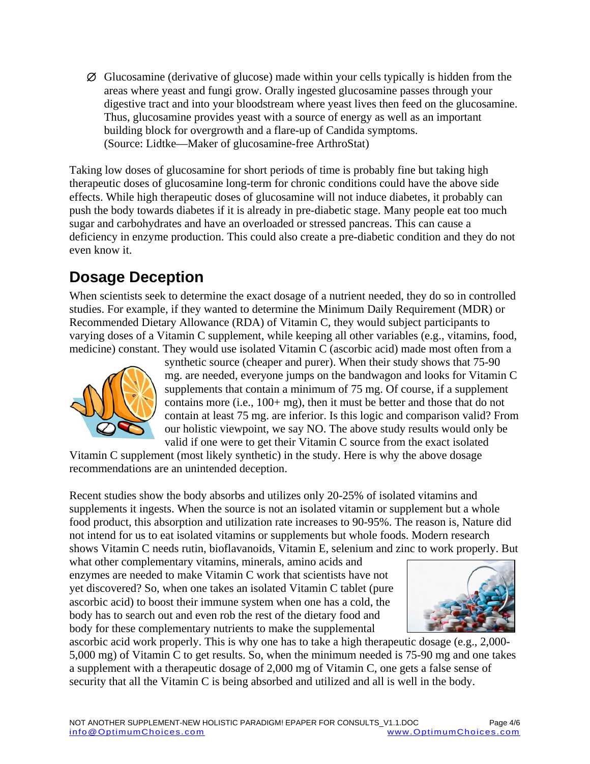- Glucosamine (derivative of glucose) made within your cells typically is hidden from the areas where yeast and fungi grow. Orally ingested glucosamine passes through your digestive tract and into your bloodstream where yeast lives then feed on the glucosamine. Thus, glucosamine provides yeast with a source of energy as well as an important building block for overgrowth and a flare-up of Candida symptoms. (Source: Lidtke—Maker of glucosamine-free ArthroStat)

Taking low doses of glucosamine for short periods of time is probably fine but taking high therapeutic doses of glucosamine long-term for chronic conditions could have the above side effects. While high therapeutic doses of glucosamine will not induce diabetes, it probably can push the body towards diabetes if it is already in pre-diabetic stage. Many people eat too much sugar and carbohydrates and have an overloaded or stressed pancreas. This can cause a deficiency in enzyme production. This could also create a pre-diabetic condition and they do not even know it.

## Dosage Deception

When scientists seek to determine the exact dosage of a nutrient needed, they do so in controlled studies. For example, if they wanted to determine the Minimum Daily Requirement (MDR) or Recommended Dietary Allowance (RDA) of Vitamin C, they would subject participants to varying doses of a Vitamin C supplement, while keeping all other variables (e.g., vitamins, food, medicine) constant. They would use isolated Vitamin C (ascorbic acid) made most often from a synthetic source (cheaper and purer). When their study shows that 75-90 mg. are needed, everyone jumps on the bandwagon and looks for Vitamin C supplements that contain a minimum of 75 mg. Of course, if a supplement contains more (i.e., 100+ mg), then it must be better and those that do not contain at least 75 mg. are inferior. Is this logic and comparison valid? From our holistic viewpoint, we say NO. The above study results would only be valid if one were to get their Vitamin C source from the exact isolated Vitamin C supplement (most likely synthetic) in the study. Here is why the above dosage recommendations are an unintended deception.

Recent studies show the body absorbs and utilizes only 20-25% of isolated vitamins and supplements it ingests. When the source is not an isolated vitamin or supplement but a whole food product, this absorption and utilization rate increases to 90-95%. The reason is, Nature did not intend for us to eat isolated vitamins or supplements but whole foods. Modern research shows Vitamin C needs rutin, bioflavanoids, Vitamin E, selenium and zinc to work properly. But what other complementary vitamins, minerals, amino acids and enzymes are needed to make Vitamin C work that scientists have not yet discovered? So, when one takes an isolated Vitamin C tablet (pure ascorbic acid) to boost their immune system when one has a cold, the body has to search out and even rob the rest of the dietary food and body for these complementary nutrients to make the supplemental ascorbic acid work properly. This is why one has to take a high therapeutic dosage (e.g., 2,000-5,000 mg) of Vitamin C to get results. So, when the minimum needed is 75-90 mg and one takes a supplement with a therapeutic dosage of 2,000 mg of Vitamin C, one gets a false sense of security that all the Vitamin C is being absorbed and utilized and all is well in the body.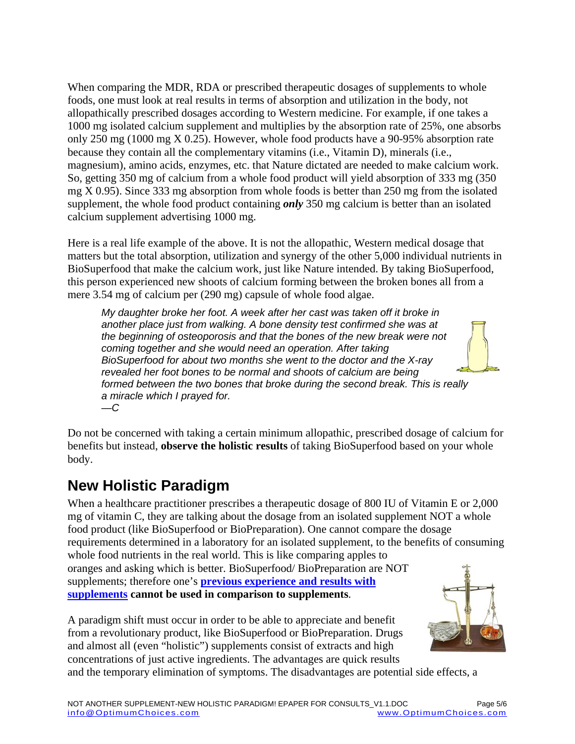When comparing the MDR, RDA or prescribed therapeutic dosages of supplements to whole foods, one must look at real results in terms of absorption and utilization in the body, not allopathically prescribed dosages according to Western medicine. For example, if one takes a 1000 mg isolated calcium supplement and multiplies by the absorption rate of 25%, one absorbs only 250 mg (1000 mg X 0.25). However, whole food products have a 90-95% absorption rate because they contain all the complementary vitamins (i.e., Vitamin D), minerals (i.e., magnesium), amino acids, enzymes, etc. that Nature dictated are needed to make calcium work. So, getting 350 mg of calcium from a whole food product will yield absorption of 333 mg (350 mg X 0.95). Since 333 mg absorption from whole foods is better than 250 mg from the isolated supplement, the whole food product containing ***only*** 350 mg calcium is better than an isolated calcium supplement advertising 1000 mg.

Here is a real life example of the above. It is not the allopathic, Western medical dosage that matters but the total absorption, utilization and synergy of the other 5,000 individual nutrients in BioSuperfood that make the calcium work, just like Nature intended. By taking BioSuperfood, this person experienced new shoots of calcium forming between the broken bones all from a mere 3.54 mg of calcium per (290 mg) capsule of whole food algae.

> *My daughter broke her foot. A week after her cast was taken off it broke in another place just from walking. A bone density test confirmed she was at the beginning of osteoporosis and that the bones of the new break were not coming together and she would need an operation. After taking BioSuperfood for about two months she went to the doctor and the X-ray revealed her foot bones to be normal and shoots of calcium are being formed between the two bones that broke during the second break. This is really a miracle which I prayed for.*
> *—C*

Do not be concerned with taking a certain minimum allopathic, prescribed dosage of calcium for benefits but instead, **observe the holistic results** of taking BioSuperfood based on your whole body.

## New Holistic Paradigm

When a healthcare practitioner prescribes a therapeutic dosage of 800 IU of Vitamin E or 2,000 mg of vitamin C, they are talking about the dosage from an isolated supplement NOT a whole food product (like BioSuperfood or BioPreparation). One cannot compare the dosage requirements determined in a laboratory for an isolated supplement, to the benefits of consuming whole food nutrients in the real world. This is like comparing apples to oranges and asking which is better. BioSuperfood/ BioPreparation are NOT supplements; therefore one's **previous experience and results with supplements cannot be used in comparison to supplements**.

A paradigm shift must occur in order to be able to appreciate and benefit from a revolutionary product, like BioSuperfood or BioPreparation. Drugs and almost all (even "holistic") supplements consist of extracts and high concentrations of just active ingredients. The advantages are quick results and the temporary elimination of symptoms. The disadvantages are potential side effects, a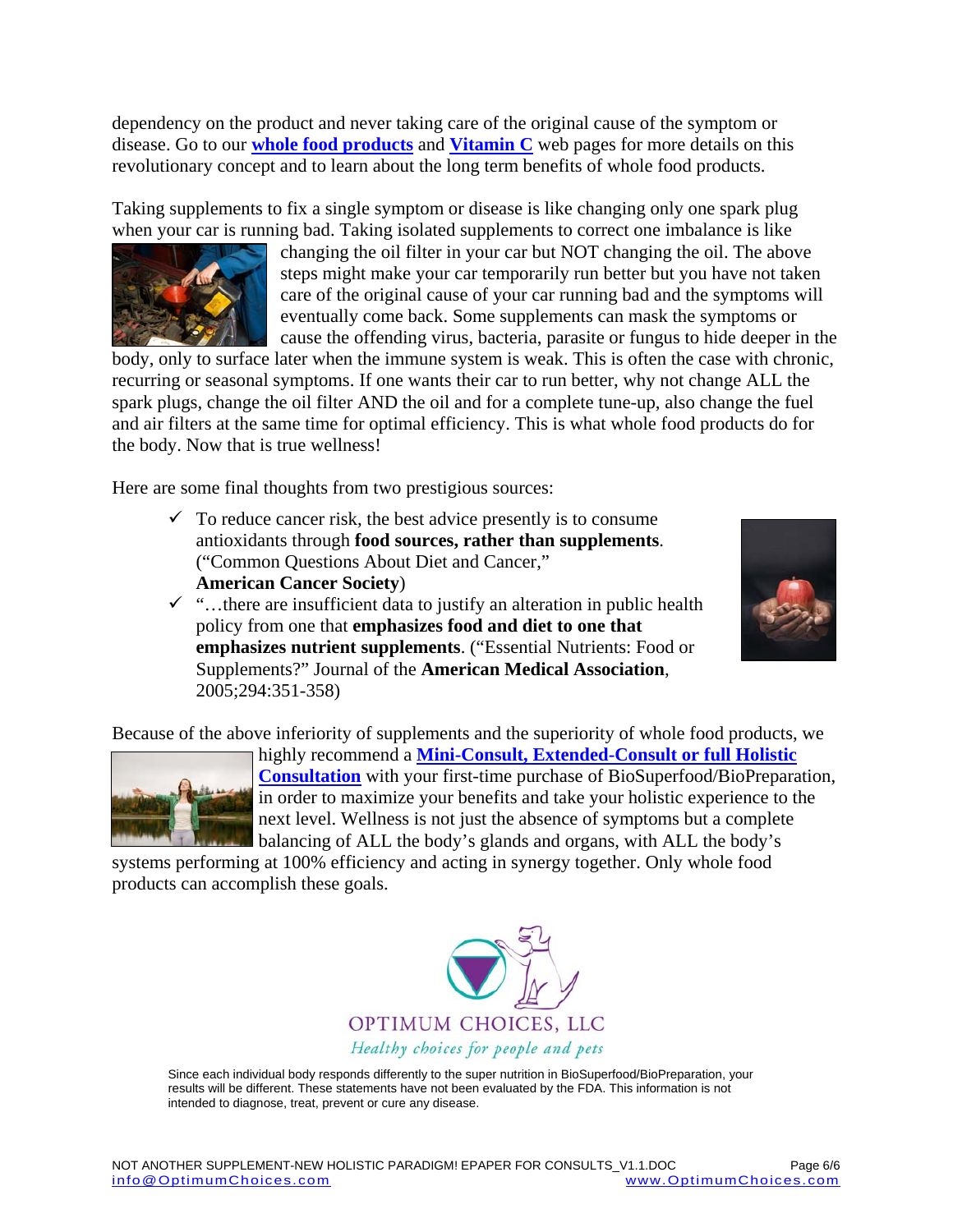dependency on the product and never taking care of the original cause of the symptom or disease. Go to our **whole food products** and **Vitamin C** web pages for more details on this revolutionary concept and to learn about the long term benefits of whole food products.

Taking supplements to fix a single symptom or disease is like changing only one spark plug when your car is running bad. Taking isolated supplements to correct one imbalance is like changing the oil filter in your car but NOT changing the oil. The above steps might make your car temporarily run better but you have not taken care of the original cause of your car running bad and the symptoms will eventually come back. Some supplements can mask the symptoms or cause the offending virus, bacteria, parasite or fungus to hide deeper in the body, only to surface later when the immune system is weak. This is often the case with chronic, recurring or seasonal symptoms. If one wants their car to run better, why not change ALL the spark plugs, change the oil filter AND the oil and for a complete tune-up, also change the fuel and air filters at the same time for optimal efficiency. This is what whole food products do for the body. Now that is true wellness!

Here are some final thoughts from two prestigious sources:

- ✓ To reduce cancer risk, the best advice presently is to consume antioxidants through **food sources, rather than supplements**. ("Common Questions About Diet and Cancer," **American Cancer Society**)
- ✓ "…there are insufficient data to justify an alteration in public health policy from one that **emphasizes food and diet to one that emphasizes nutrient supplements**. ("Essential Nutrients: Food or Supplements?" Journal of the **American Medical Association**, 2005;294:351-358)

Because of the above inferiority of supplements and the superiority of whole food products, we highly recommend a **Mini-Consult, Extended-Consult or full Holistic Consultation** with your first-time purchase of BioSuperfood/BioPreparation, in order to maximize your benefits and take your holistic experience to the next level. Wellness is not just the absence of symptoms but a complete balancing of ALL the body's glands and organs, with ALL the body's systems performing at 100% efficiency and acting in synergy together. Only whole food products can accomplish these goals.

OPTIMUM CHOICES, LLC

*Healthy choices for people and pets*

Since each individual body responds differently to the super nutrition in BioSuperfood/BioPreparation, your results will be different. These statements have not been evaluated by the FDA. This information is not intended to diagnose, treat, prevent or cure any disease.